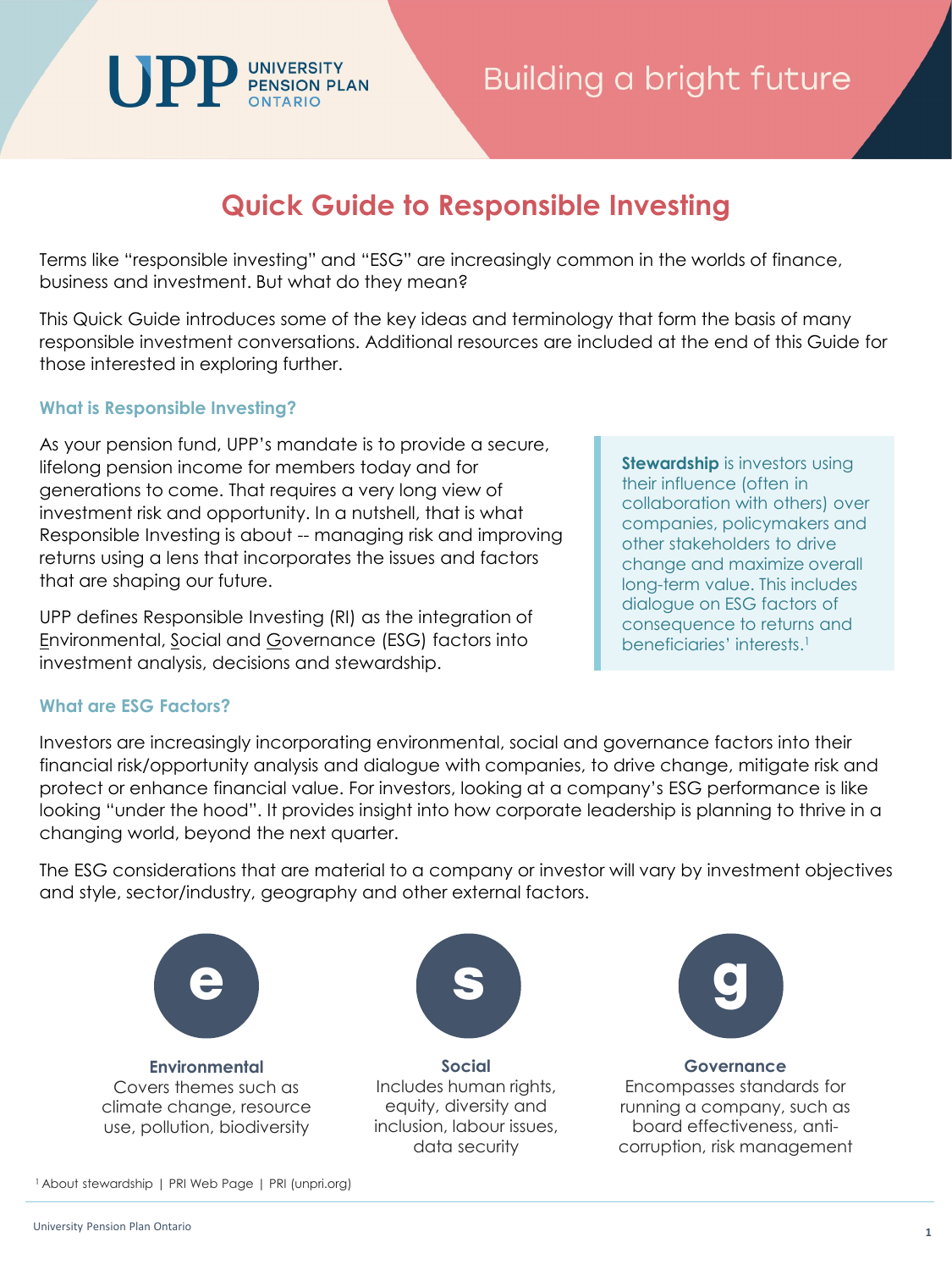# Quick Guide to Responsible Investing

Terms like "responsible investing" and "ESG" are increasingly common in the worlds of finance, business and investment. But what do they mean?

This Quick Guide introduces some of the key ideas and terminology that form the basis of many responsible investment conversations. Additional resources are included at the end of this Guide for those interested in exploring further.

## What is Responsible Investing?

As your pension fund, UPP's mandate is to provide a secure, lifelong pension income for members today and for generations to come. That requires a very long view of investment risk and opportunity. In a nutshell, that is what Responsible Investing is about -- managing risk and improving returns using a lens that incorporates the issues and factors that are shaping our future.

UPP defines Responsible Investing (RI) as the integration of Environmental, Social and Governance (ESG) factors into investment analysis, decisions and stewardship.

> **Stewardship** is investors using their influence (often in collaboration with others) over companies, policymakers and other stakeholders to drive change and maximize overall long-term value. This includes dialogue on ESG factors of consequence to returns and beneficiaries' interests.[1]

## What are ESG Factors?

Investors are increasingly incorporating environmental, social and governance factors into their financial risk/opportunity analysis and dialogue with companies, to drive change, mitigate risk and protect or enhance financial value. For investors, looking at a company's ESG performance is like looking "under the hood". It provides insight into how corporate leadership is planning to thrive in a changing world, beyond the next quarter.

The ESG considerations that are material to a company or investor will vary by investment objectives and style, sector/industry, geography and other external factors.

**e** — **Environmental**
Covers themes such as climate change, resource use, pollution, biodiversity

**s** — **Social**
Includes human rights, equity, diversity and inclusion, labour issues, data security

**g** — **Governance**
Encompasses standards for running a company, such as board effectiveness, anti-corruption, risk management

[1] About stewardship | PRI Web Page | PRI (unpri.org)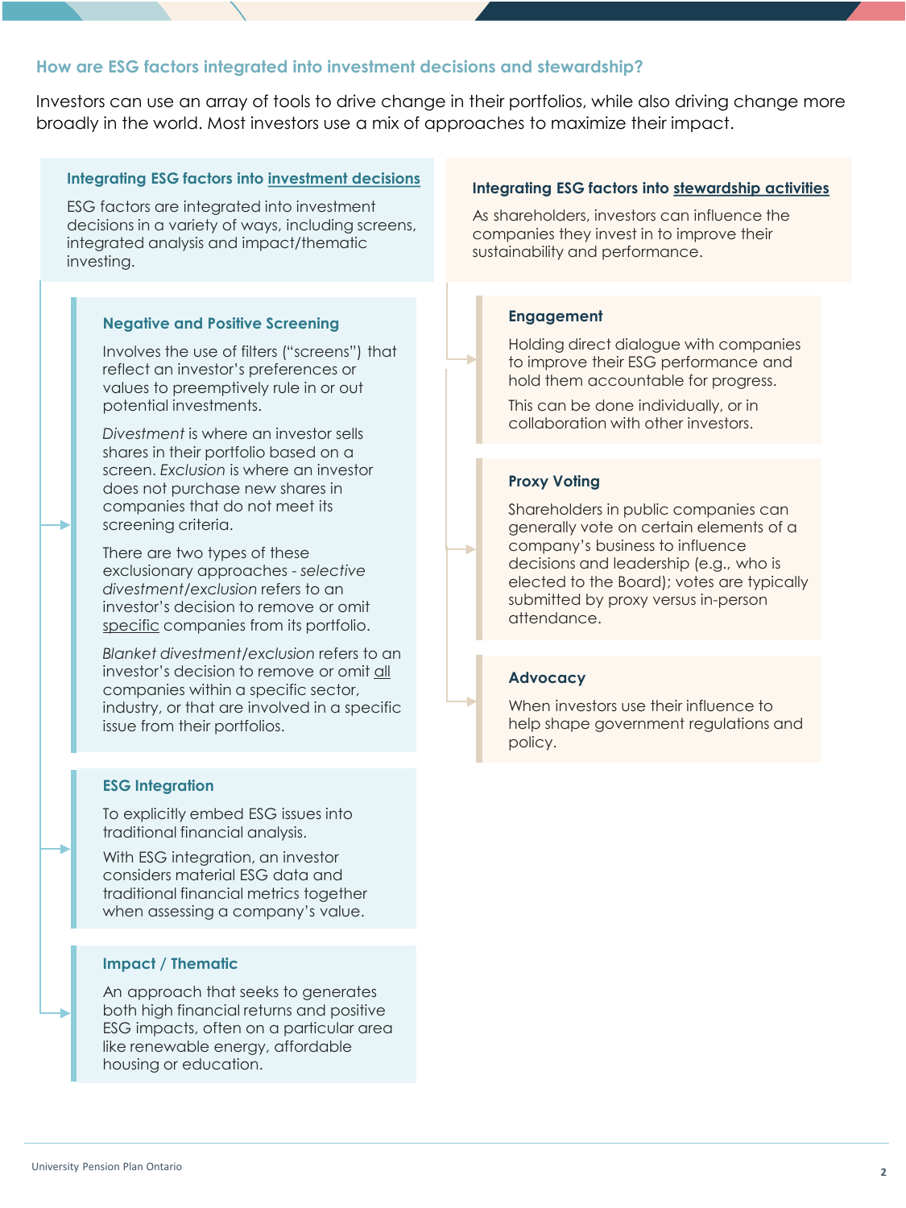## How are ESG factors integrated into investment decisions and stewardship?

Investors can use an array of tools to drive change in their portfolios, while also driving change more broadly in the world. Most investors use a mix of approaches to maximize their impact.

### Integrating ESG factors into investment decisions

ESG factors are integrated into investment decisions in a variety of ways, including screens, integrated analysis and impact/thematic investing.

#### Negative and Positive Screening

Involves the use of filters ("screens") that reflect an investor's preferences or values to preemptively rule in or out potential investments.

*Divestment* is where an investor sells shares in their portfolio based on a screen. *Exclusion* is where an investor does not purchase new shares in companies that do not meet its screening criteria.

There are two types of these exclusionary approaches - *selective divestment/exclusion* refers to an investor's decision to remove or omit specific companies from its portfolio.

*Blanket divestment/exclusion* refers to an investor's decision to remove or omit all companies within a specific sector, industry, or that are involved in a specific issue from their portfolios.

#### ESG Integration

To explicitly embed ESG issues into traditional financial analysis.

With ESG integration, an investor considers material ESG data and traditional financial metrics together when assessing a company's value.

#### Impact / Thematic

An approach that seeks to generates both high financial returns and positive ESG impacts, often on a particular area like renewable energy, affordable housing or education.

### Integrating ESG factors into stewardship activities

As shareholders, investors can influence the companies they invest in to improve their sustainability and performance.

#### Engagement

Holding direct dialogue with companies to improve their ESG performance and hold them accountable for progress.

This can be done individually, or in collaboration with other investors.

#### Proxy Voting

Shareholders in public companies can generally vote on certain elements of a company's business to influence decisions and leadership (e.g., who is elected to the Board); votes are typically submitted by proxy versus in-person attendance.

#### Advocacy

When investors use their influence to help shape government regulations and policy.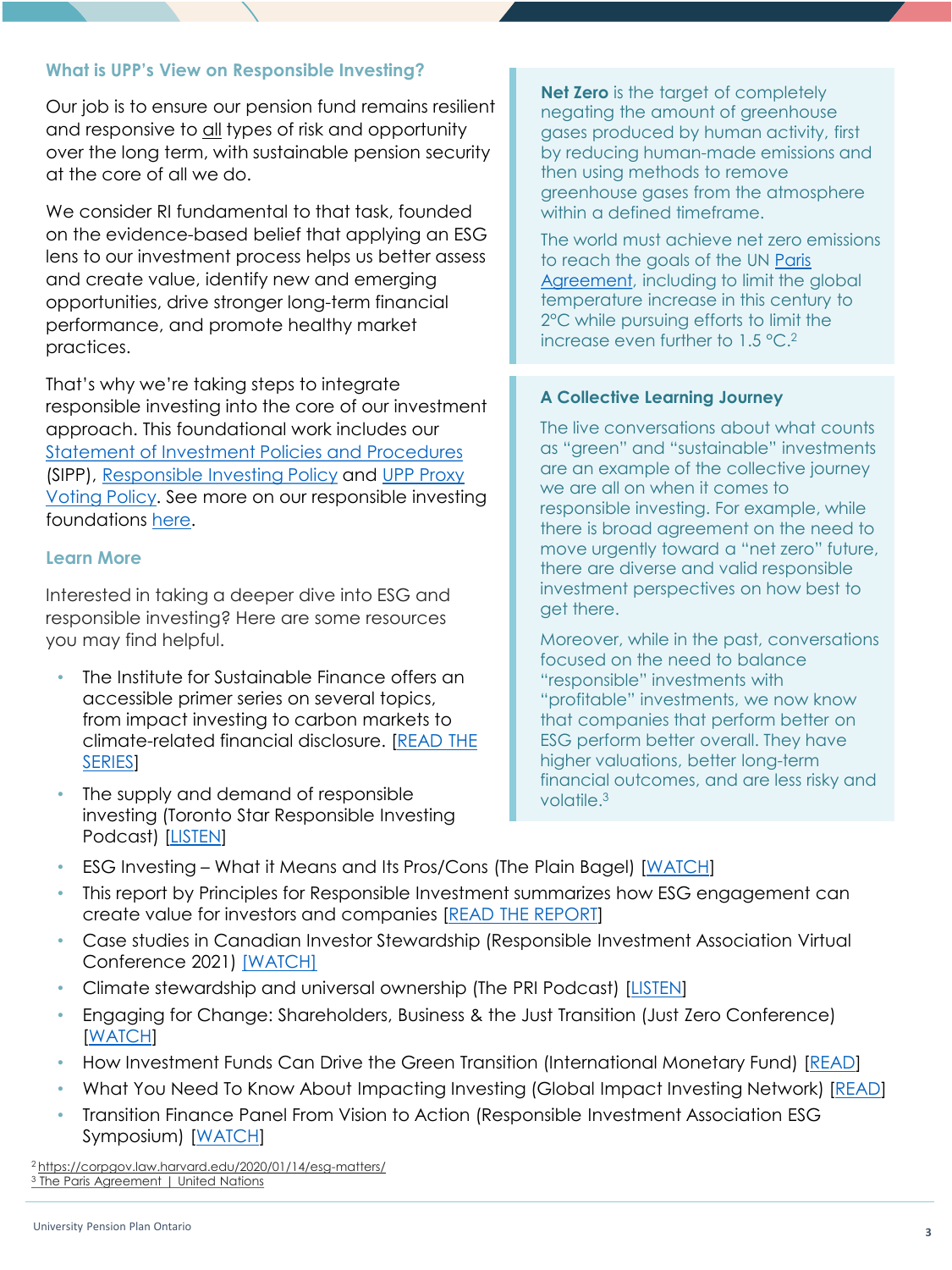## What is UPP's View on Responsible Investing?

Our job is to ensure our pension fund remains resilient and responsive to all types of risk and opportunity over the long term, with sustainable pension security at the core of all we do.

We consider RI fundamental to that task, founded on the evidence-based belief that applying an ESG lens to our investment process helps us better assess and create value, identify new and emerging opportunities, drive stronger long-term financial performance, and promote healthy market practices.

That's why we're taking steps to integrate responsible investing into the core of our investment approach. This foundational work includes our Statement of Investment Policies and Procedures (SIPP), Responsible Investing Policy and UPP Proxy Voting Policy. See more on our responsible investing foundations here.

## Learn More

Interested in taking a deeper dive into ESG and responsible investing? Here are some resources you may find helpful.

- The Institute for Sustainable Finance offers an accessible primer series on several topics, from impact investing to carbon markets to climate-related financial disclosure. [READ THE SERIES]
- The supply and demand of responsible investing (Toronto Star Responsible Investing Podcast) [LISTEN]
- ESG Investing – What it Means and Its Pros/Cons (The Plain Bagel) [WATCH]
- This report by Principles for Responsible Investment summarizes how ESG engagement can create value for investors and companies [READ THE REPORT]
- Case studies in Canadian Investor Stewardship (Responsible Investment Association Virtual Conference 2021) [WATCH]
- Climate stewardship and universal ownership (The PRI Podcast) [LISTEN]
- Engaging for Change: Shareholders, Business & the Just Transition (Just Zero Conference) [WATCH]
- How Investment Funds Can Drive the Green Transition (International Monetary Fund) [READ]
- What You Need To Know About Impacting Investing (Global Impact Investing Network) [READ]
- Transition Finance Panel From Vision to Action (Responsible Investment Association ESG Symposium) [WATCH]

**Net Zero** is the target of completely negating the amount of greenhouse gases produced by human activity, first by reducing human-made emissions and then using methods to remove greenhouse gases from the atmosphere within a defined timeframe.

The world must achieve net zero emissions to reach the goals of the UN Paris Agreement, including to limit the global temperature increase in this century to 2°C while pursuing efforts to limit the increase even further to 1.5 °C.[2]

### A Collective Learning Journey

The live conversations about what counts as "green" and "sustainable" investments are an example of the collective journey we are all on when it comes to responsible investing. For example, while there is broad agreement on the need to move urgently toward a "net zero" future, there are diverse and valid responsible investment perspectives on how best to get there.

Moreover, while in the past, conversations focused on the need to balance "responsible" investments with "profitable" investments, we now know that companies that perform better on ESG perform better overall. They have higher valuations, better long-term financial outcomes, and are less risky and volatile.[3]

[2] https://corpgov.law.harvard.edu/2020/01/14/esg-matters/
[3] The Paris Agreement | United Nations